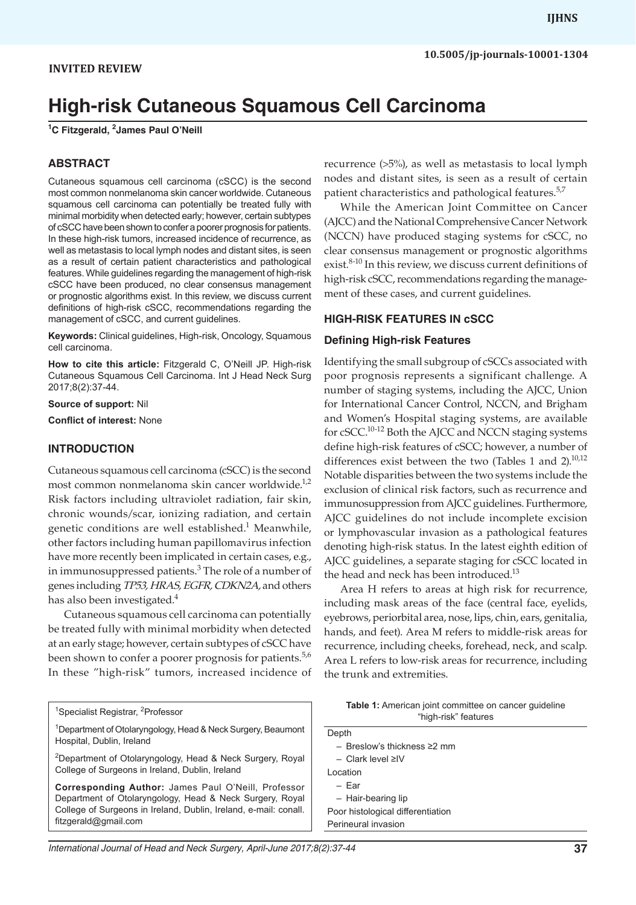INVITED REVIEW

10.5005/jp-journals-10001-1304

# High-risk Cutaneous Squamous Cell Carcinoma

[1]C Fitzgerald, [2]James Paul O'Neill

## ABSTRACT

Cutaneous squamous cell carcinoma (cSCC) is the second most common nonmelanoma skin cancer worldwide. Cutaneous squamous cell carcinoma can potentially be treated fully with minimal morbidity when detected early; however, certain subtypes of cSCC have been shown to confer a poorer prognosis for patients. In these high-risk tumors, increased incidence of recurrence, as well as metastasis to local lymph nodes and distant sites, is seen as a result of certain patient characteristics and pathological features. While guidelines regarding the management of high-risk cSCC have been produced, no clear consensus management or prognostic algorithms exist. In this review, we discuss current definitions of high-risk cSCC, recommendations regarding the management of cSCC, and current guidelines.

**Keywords:** Clinical guidelines, High-risk, Oncology, Squamous cell carcinoma.

**How to cite this article:** Fitzgerald C, O'Neill JP. High-risk Cutaneous Squamous Cell Carcinoma. Int J Head Neck Surg 2017;8(2):37-44.

**Source of support:** Nil

**Conflict of interest:** None

## INTRODUCTION

Cutaneous squamous cell carcinoma (cSCC) is the second most common nonmelanoma skin cancer worldwide.[1,2] Risk factors including ultraviolet radiation, fair skin, chronic wounds/scar, ionizing radiation, and certain genetic conditions are well established.[1] Meanwhile, other factors including human papillomavirus infection have more recently been implicated in certain cases, e.g., in immunosuppressed patients.[3] The role of a number of genes including *TP53, HRAS, EGFR, CDKN2A,* and others has also been investigated.[4]

Cutaneous squamous cell carcinoma can potentially be treated fully with minimal morbidity when detected at an early stage; however, certain subtypes of cSCC have been shown to confer a poorer prognosis for patients.[5,6] In these "high-risk" tumors, increased incidence of recurrence (>5%), as well as metastasis to local lymph nodes and distant sites, is seen as a result of certain patient characteristics and pathological features.[5,7]

While the American Joint Committee on Cancer (AJCC) and the National Comprehensive Cancer Network (NCCN) have produced staging systems for cSCC, no clear consensus management or prognostic algorithms exist.[8-10] In this review, we discuss current definitions of high-risk cSCC, recommendations regarding the management of these cases, and current guidelines.

## HIGH-RISK FEATURES IN cSCC

### Defining High-risk Features

Identifying the small subgroup of cSCCs associated with poor prognosis represents a significant challenge. A number of staging systems, including the AJCC, Union for International Cancer Control, NCCN, and Brigham and Women's Hospital staging systems, are available for cSCC.[10-12] Both the AJCC and NCCN staging systems define high-risk features of cSCC; however, a number of differences exist between the two (Tables 1 and 2).[10,12] Notable disparities between the two systems include the exclusion of clinical risk factors, such as recurrence and immunosuppression from AJCC guidelines. Furthermore, AJCC guidelines do not include incomplete excision or lymphovascular invasion as a pathological features denoting high-risk status. In the latest eighth edition of AJCC guidelines, a separate staging for cSCC located in the head and neck has been introduced.[13]

Area H refers to areas at high risk for recurrence, including mask areas of the face (central face, eyelids, eyebrows, periorbital area, nose, lips, chin, ears, genitalia, hands, and feet). Area M refers to middle-risk areas for recurrence, including cheeks, forehead, neck, and scalp. Area L refers to low-risk areas for recurrence, including the trunk and extremities.

**Table 1:** American joint committee on cancer guideline "high-risk" features

| |
|---|
| Depth |
| – Breslow's thickness ≥2 mm |
| – Clark level ≥IV |
| Location |
| – Ear |
| – Hair-bearing lip |
| Poor histological differentiation |
| Perineural invasion |

[1]Specialist Registrar, [2]Professor

[1]Department of Otolaryngology, Head & Neck Surgery, Beaumont Hospital, Dublin, Ireland

[2]Department of Otolaryngology, Head & Neck Surgery, Royal College of Surgeons in Ireland, Dublin, Ireland

**Corresponding Author:** James Paul O'Neill, Professor Department of Otolaryngology, Head & Neck Surgery, Royal College of Surgeons in Ireland, Dublin, Ireland, e-mail: conall.fitzgerald@gmail.com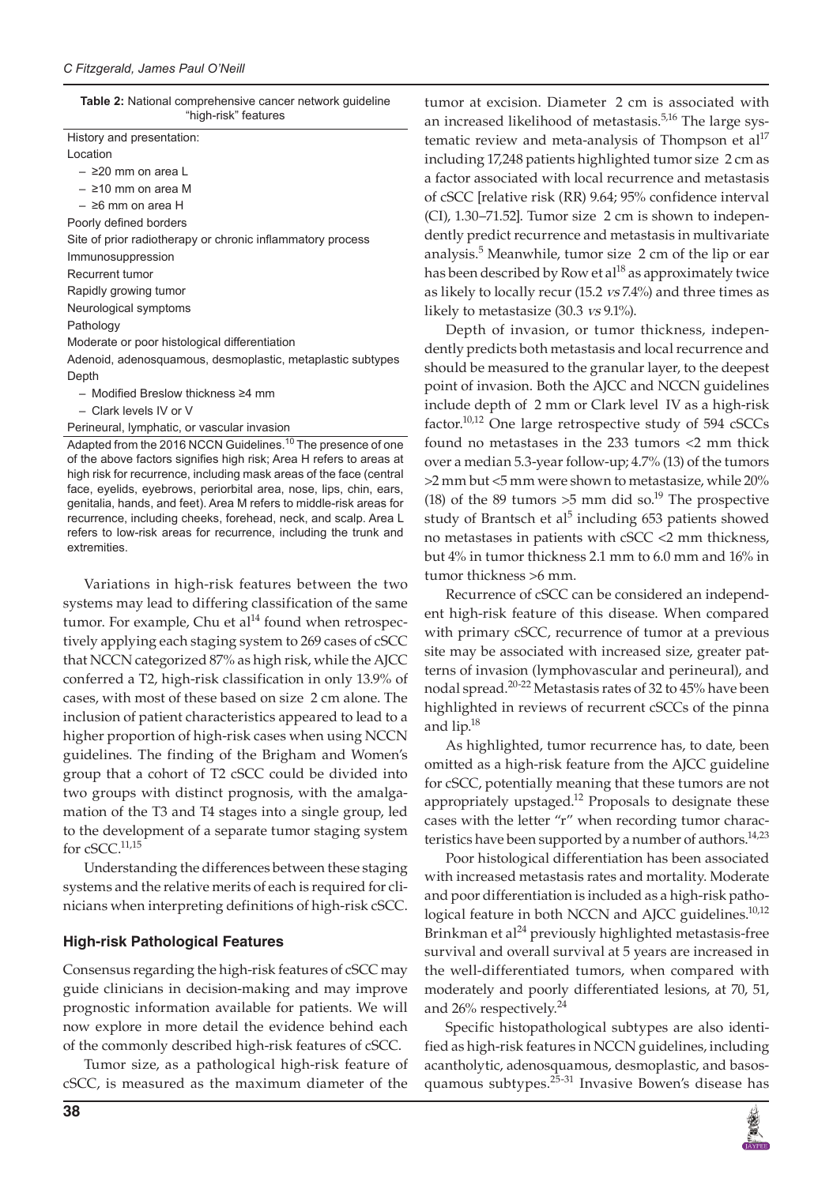**Table 2:** National comprehensive cancer network guideline "high-risk" features

| |
|---|
| History and presentation: |
| Location |
| – ≥20 mm on area L |
| – ≥10 mm on area M |
| – ≥6 mm on area H |
| Poorly defined borders |
| Site of prior radiotherapy or chronic inflammatory process |
| Immunosuppression |
| Recurrent tumor |
| Rapidly growing tumor |
| Neurological symptoms |
| Pathology |
| Moderate or poor histological differentiation |
| Adenoid, adenosquamous, desmoplastic, metaplastic subtypes |
| Depth |
| – Modified Breslow thickness ≥4 mm |
| – Clark levels IV or V |
| Perineural, lymphatic, or vascular invasion |

Adapted from the 2016 NCCN Guidelines.[10] The presence of one of the above factors signifies high risk; Area H refers to areas at high risk for recurrence, including mask areas of the face (central face, eyelids, eyebrows, periorbital area, nose, lips, chin, ears, genitalia, hands, and feet). Area M refers to middle-risk areas for recurrence, including cheeks, forehead, neck, and scalp. Area L refers to low-risk areas for recurrence, including the trunk and extremities.

Variations in high-risk features between the two systems may lead to differing classification of the same tumor. For example, Chu et al[14] found when retrospectively applying each staging system to 269 cases of cSCC that NCCN categorized 87% as high risk, while the AJCC conferred a T2, high-risk classification in only 13.9% of cases, with most of these based on size 2 cm alone. The inclusion of patient characteristics appeared to lead to a higher proportion of high-risk cases when using NCCN guidelines. The finding of the Brigham and Women's group that a cohort of T2 cSCC could be divided into two groups with distinct prognosis, with the amalgamation of the T3 and T4 stages into a single group, led to the development of a separate tumor staging system for cSCC.[11,15]

Understanding the differences between these staging systems and the relative merits of each is required for clinicians when interpreting definitions of high-risk cSCC.

### High-risk Pathological Features

Consensus regarding the high-risk features of cSCC may guide clinicians in decision-making and may improve prognostic information available for patients. We will now explore in more detail the evidence behind each of the commonly described high-risk features of cSCC.

Tumor size, as a pathological high-risk feature of cSCC, is measured as the maximum diameter of the tumor at excision. Diameter 2 cm is associated with an increased likelihood of metastasis.[5,16] The large systematic review and meta-analysis of Thompson et al[17] including 17,248 patients highlighted tumor size 2 cm as a factor associated with local recurrence and metastasis of cSCC [relative risk (RR) 9.64; 95% confidence interval (CI), 1.30–71.52]. Tumor size 2 cm is shown to independently predict recurrence and metastasis in multivariate analysis.[5] Meanwhile, tumor size 2 cm of the lip or ear has been described by Row et al[18] as approximately twice as likely to locally recur (15.2 *vs* 7.4%) and three times as likely to metastasize (30.3 *vs* 9.1%).

Depth of invasion, or tumor thickness, independently predicts both metastasis and local recurrence and should be measured to the granular layer, to the deepest point of invasion. Both the AJCC and NCCN guidelines include depth of 2 mm or Clark level IV as a high-risk factor.[10,12] One large retrospective study of 594 cSCCs found no metastases in the 233 tumors <2 mm thick over a median 5.3-year follow-up; 4.7% (13) of the tumors >2 mm but <5 mm were shown to metastasize, while 20% (18) of the 89 tumors >5 mm did so.[19] The prospective study of Brantsch et al[5] including 653 patients showed no metastases in patients with cSCC <2 mm thickness, but 4% in tumor thickness 2.1 mm to 6.0 mm and 16% in tumor thickness >6 mm.

Recurrence of cSCC can be considered an independent high-risk feature of this disease. When compared with primary cSCC, recurrence of tumor at a previous site may be associated with increased size, greater patterns of invasion (lymphovascular and perineural), and nodal spread.[20-22] Metastasis rates of 32 to 45% have been highlighted in reviews of recurrent cSCCs of the pinna and lip.[18]

As highlighted, tumor recurrence has, to date, been omitted as a high-risk feature from the AJCC guideline for cSCC, potentially meaning that these tumors are not appropriately upstaged.[12] Proposals to designate these cases with the letter "r" when recording tumor characteristics have been supported by a number of authors.[14,23]

Poor histological differentiation has been associated with increased metastasis rates and mortality. Moderate and poor differentiation is included as a high-risk pathological feature in both NCCN and AJCC guidelines.[10,12] Brinkman et al[24] previously highlighted metastasis-free survival and overall survival at 5 years are increased in the well-differentiated tumors, when compared with moderately and poorly differentiated lesions, at 70, 51, and 26% respectively.[24]

Specific histopathological subtypes are also identified as high-risk features in NCCN guidelines, including acantholytic, adenosquamous, desmoplastic, and basosquamous subtypes.[25-31] Invasive Bowen's disease has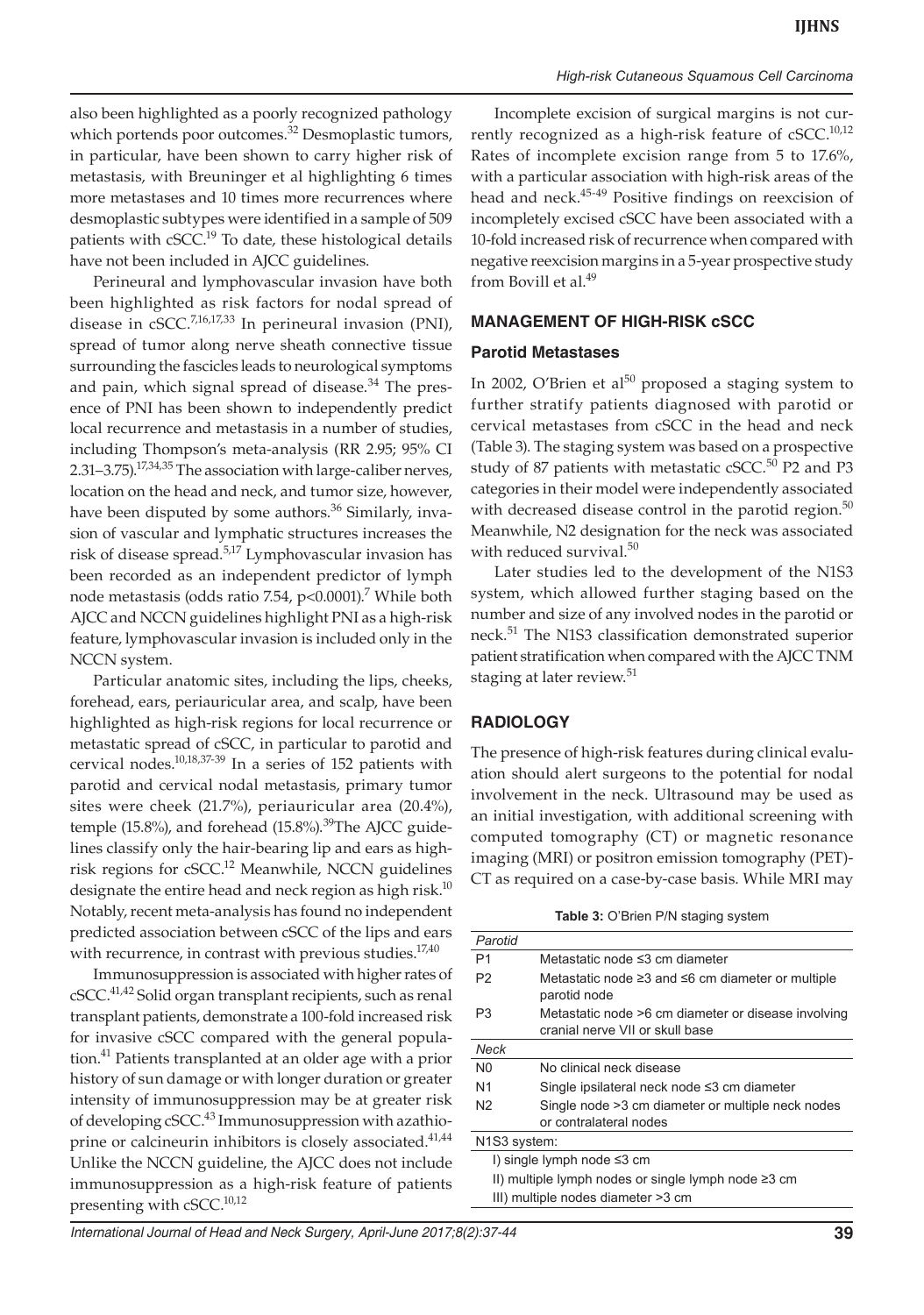also been highlighted as a poorly recognized pathology which portends poor outcomes.[32] Desmoplastic tumors, in particular, have been shown to carry higher risk of metastasis, with Breuninger et al highlighting 6 times more metastases and 10 times more recurrences where desmoplastic subtypes were identified in a sample of 509 patients with cSCC.[19] To date, these histological details have not been included in AJCC guidelines.

Perineural and lymphovascular invasion have both been highlighted as risk factors for nodal spread of disease in cSCC.[7,16,17,33] In perineural invasion (PNI), spread of tumor along nerve sheath connective tissue surrounding the fascicles leads to neurological symptoms and pain, which signal spread of disease.[34] The presence of PNI has been shown to independently predict local recurrence and metastasis in a number of studies, including Thompson's meta-analysis (RR 2.95; 95% CI 2.31–3.75).[17,34,35] The association with large-caliber nerves, location on the head and neck, and tumor size, however, have been disputed by some authors.[36] Similarly, invasion of vascular and lymphatic structures increases the risk of disease spread.[5,17] Lymphovascular invasion has been recorded as an independent predictor of lymph node metastasis (odds ratio 7.54, $p<0.0001$).[7] While both AJCC and NCCN guidelines highlight PNI as a high-risk feature, lymphovascular invasion is included only in the NCCN system.

Particular anatomic sites, including the lips, cheeks, forehead, ears, periauricular area, and scalp, have been highlighted as high-risk regions for local recurrence or metastatic spread of cSCC, in particular to parotid and cervical nodes.[10,18,37-39] In a series of 152 patients with parotid and cervical nodal metastasis, primary tumor sites were cheek (21.7%), periauricular area (20.4%), temple (15.8%), and forehead (15.8%).[39] The AJCC guidelines classify only the hair-bearing lip and ears as high-risk regions for cSCC.[12] Meanwhile, NCCN guidelines designate the entire head and neck region as high risk.[10] Notably, recent meta-analysis has found no independent predicted association between cSCC of the lips and ears with recurrence, in contrast with previous studies.[17,40]

Immunosuppression is associated with higher rates of cSCC.[41,42] Solid organ transplant recipients, such as renal transplant patients, demonstrate a 100-fold increased risk for invasive cSCC compared with the general population.[41] Patients transplanted at an older age with a prior history of sun damage or with longer duration or greater intensity of immunosuppression may be at greater risk of developing cSCC.[43] Immunosuppression with azathioprine or calcineurin inhibitors is closely associated.[41,44] Unlike the NCCN guideline, the AJCC does not include immunosuppression as a high-risk feature of patients presenting with cSCC.[10,12]

Incomplete excision of surgical margins is not currently recognized as a high-risk feature of cSCC.[10,12] Rates of incomplete excision range from 5 to 17.6%, with a particular association with high-risk areas of the head and neck.[45-49] Positive findings on reexcision of incompletely excised cSCC have been associated with a 10-fold increased risk of recurrence when compared with negative reexcision margins in a 5-year prospective study from Bovill et al.[49]

## MANAGEMENT OF HIGH-RISK cSCC

### Parotid Metastases

In 2002, O'Brien et al[50] proposed a staging system to further stratify patients diagnosed with parotid or cervical metastases from cSCC in the head and neck (Table 3). The staging system was based on a prospective study of 87 patients with metastatic cSCC.[50] P2 and P3 categories in their model were independently associated with decreased disease control in the parotid region.[50] Meanwhile, N2 designation for the neck was associated with reduced survival.[50]

Later studies led to the development of the N1S3 system, which allowed further staging based on the number and size of any involved nodes in the parotid or neck.[51] The N1S3 classification demonstrated superior patient stratification when compared with the AJCC TNM staging at later review.[51]

## RADIOLOGY

The presence of high-risk features during clinical evaluation should alert surgeons to the potential for nodal involvement in the neck. Ultrasound may be used as an initial investigation, with additional screening with computed tomography (CT) or magnetic resonance imaging (MRI) or positron emission tomography (PET)-CT as required on a case-by-case basis. While MRI may

**Table 3:** O'Brien P/N staging system

| *Parotid* | |
|---|---|
| P1 | Metastatic node ≤3 cm diameter |
| P2 | Metastatic node ≥3 and ≤6 cm diameter or multiple parotid node |
| P3 | Metastatic node >6 cm diameter or disease involving cranial nerve VII or skull base |
| *Neck* | |
| N0 | No clinical neck disease |
| N1 | Single ipsilateral neck node ≤3 cm diameter |
| N2 | Single node >3 cm diameter or multiple neck nodes or contralateral nodes |
| N1S3 system: | |
| I) single lymph node ≤3 cm | |
| II) multiple lymph nodes or single lymph node ≥3 cm | |
| III) multiple nodes diameter >3 cm | |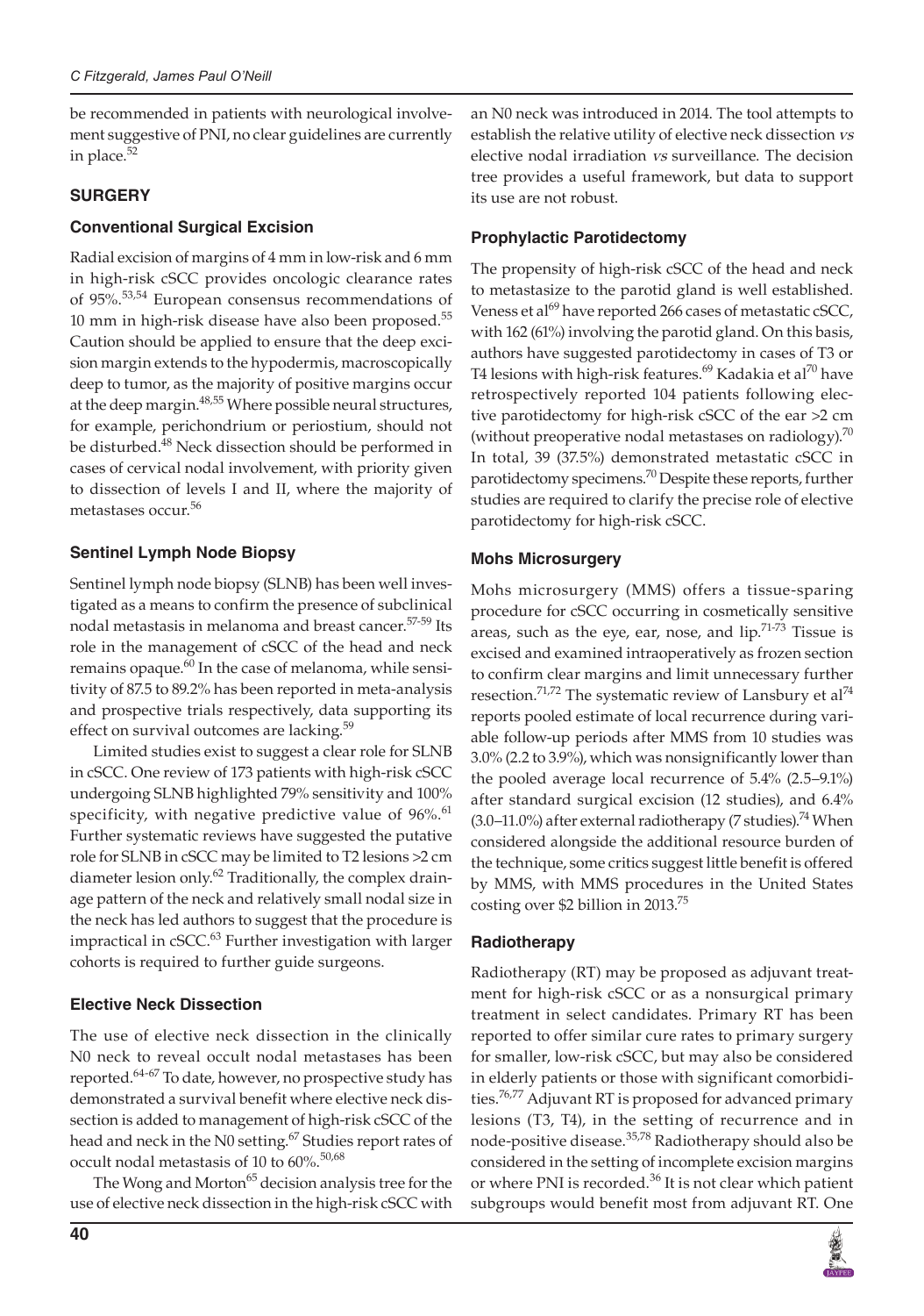be recommended in patients with neurological involvement suggestive of PNI, no clear guidelines are currently in place.[52]

## SURGERY

### Conventional Surgical Excision

Radial excision of margins of 4 mm in low-risk and 6 mm in high-risk cSCC provides oncologic clearance rates of 95%.[53,54] European consensus recommendations of 10 mm in high-risk disease have also been proposed.[55] Caution should be applied to ensure that the deep excision margin extends to the hypodermis, macroscopically deep to tumor, as the majority of positive margins occur at the deep margin.[48,55] Where possible neural structures, for example, perichondrium or periostium, should not be disturbed.[48] Neck dissection should be performed in cases of cervical nodal involvement, with priority given to dissection of levels I and II, where the majority of metastases occur.[56]

### Sentinel Lymph Node Biopsy

Sentinel lymph node biopsy (SLNB) has been well investigated as a means to confirm the presence of subclinical nodal metastasis in melanoma and breast cancer.[57-59] Its role in the management of cSCC of the head and neck remains opaque.[60] In the case of melanoma, while sensitivity of 87.5 to 89.2% has been reported in meta-analysis and prospective trials respectively, data supporting its effect on survival outcomes are lacking.[59]

Limited studies exist to suggest a clear role for SLNB in cSCC. One review of 173 patients with high-risk cSCC undergoing SLNB highlighted 79% sensitivity and 100% specificity, with negative predictive value of 96%.[61] Further systematic reviews have suggested the putative role for SLNB in cSCC may be limited to T2 lesions >2 cm diameter lesion only.[62] Traditionally, the complex drainage pattern of the neck and relatively small nodal size in the neck has led authors to suggest that the procedure is impractical in cSCC.[63] Further investigation with larger cohorts is required to further guide surgeons.

### Elective Neck Dissection

The use of elective neck dissection in the clinically N0 neck to reveal occult nodal metastases has been reported.[64-67] To date, however, no prospective study has demonstrated a survival benefit where elective neck dissection is added to management of high-risk cSCC of the head and neck in the N0 setting.[67] Studies report rates of occult nodal metastasis of 10 to 60%.[50,68]

The Wong and Morton[65] decision analysis tree for the use of elective neck dissection in the high-risk cSCC with an N0 neck was introduced in 2014. The tool attempts to establish the relative utility of elective neck dissection *vs* elective nodal irradiation *vs* surveillance. The decision tree provides a useful framework, but data to support its use are not robust.

### Prophylactic Parotidectomy

The propensity of high-risk cSCC of the head and neck to metastasize to the parotid gland is well established. Veness et al[69] have reported 266 cases of metastatic cSCC, with 162 (61%) involving the parotid gland. On this basis, authors have suggested parotidectomy in cases of T3 or T4 lesions with high-risk features.[69] Kadakia et al[70] have retrospectively reported 104 patients following elective parotidectomy for high-risk cSCC of the ear >2 cm (without preoperative nodal metastases on radiology).[70] In total, 39 (37.5%) demonstrated metastatic cSCC in parotidectomy specimens.[70] Despite these reports, further studies are required to clarify the precise role of elective parotidectomy for high-risk cSCC.

### Mohs Microsurgery

Mohs microsurgery (MMS) offers a tissue-sparing procedure for cSCC occurring in cosmetically sensitive areas, such as the eye, ear, nose, and lip.[71-73] Tissue is excised and examined intraoperatively as frozen section to confirm clear margins and limit unnecessary further resection.[71,72] The systematic review of Lansbury et al[74] reports pooled estimate of local recurrence during variable follow-up periods after MMS from 10 studies was 3.0% (2.2 to 3.9%), which was nonsignificantly lower than the pooled average local recurrence of 5.4% (2.5–9.1%) after standard surgical excision (12 studies), and 6.4% (3.0–11.0%) after external radiotherapy (7 studies).[74] When considered alongside the additional resource burden of the technique, some critics suggest little benefit is offered by MMS, with MMS procedures in the United States costing over $2 billion in 2013.[75]

### Radiotherapy

Radiotherapy (RT) may be proposed as adjuvant treatment for high-risk cSCC or as a nonsurgical primary treatment in select candidates. Primary RT has been reported to offer similar cure rates to primary surgery for smaller, low-risk cSCC, but may also be considered in elderly patients or those with significant comorbidities.[76,77] Adjuvant RT is proposed for advanced primary lesions (T3, T4), in the setting of recurrence and in node-positive disease.[35,78] Radiotherapy should also be considered in the setting of incomplete excision margins or where PNI is recorded.[36] It is not clear which patient subgroups would benefit most from adjuvant RT. One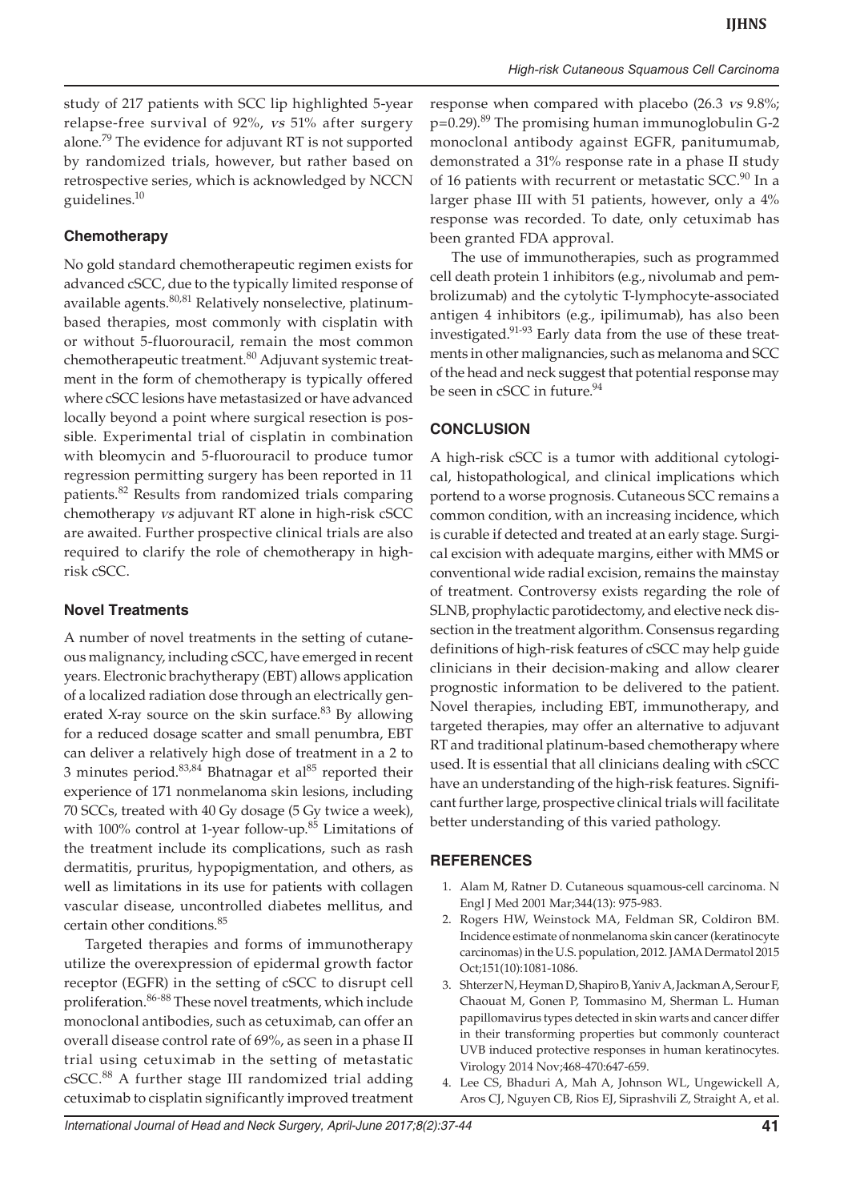study of 217 patients with SCC lip highlighted 5-year relapse-free survival of 92%, *vs* 51% after surgery alone.[79] The evidence for adjuvant RT is not supported by randomized trials, however, but rather based on retrospective series, which is acknowledged by NCCN guidelines.[10]

### Chemotherapy

No gold standard chemotherapeutic regimen exists for advanced cSCC, due to the typically limited response of available agents.[80,81] Relatively nonselective, platinum-based therapies, most commonly with cisplatin with or without 5-fluorouracil, remain the most common chemotherapeutic treatment.[80] Adjuvant systemic treatment in the form of chemotherapy is typically offered where cSCC lesions have metastasized or have advanced locally beyond a point where surgical resection is possible. Experimental trial of cisplatin in combination with bleomycin and 5-fluorouracil to produce tumor regression permitting surgery has been reported in 11 patients.[82] Results from randomized trials comparing chemotherapy *vs* adjuvant RT alone in high-risk cSCC are awaited. Further prospective clinical trials are also required to clarify the role of chemotherapy in high-risk cSCC.

### Novel Treatments

A number of novel treatments in the setting of cutaneous malignancy, including cSCC, have emerged in recent years. Electronic brachytherapy (EBT) allows application of a localized radiation dose through an electrically generated X-ray source on the skin surface.[83] By allowing for a reduced dosage scatter and small penumbra, EBT can deliver a relatively high dose of treatment in a 2 to 3 minutes period.[83,84] Bhatnagar et al[85] reported their experience of 171 nonmelanoma skin lesions, including 70 SCCs, treated with 40 Gy dosage (5 Gy twice a week), with 100% control at 1-year follow-up.[85] Limitations of the treatment include its complications, such as rash dermatitis, pruritus, hypopigmentation, and others, as well as limitations in its use for patients with collagen vascular disease, uncontrolled diabetes mellitus, and certain other conditions.[85]

Targeted therapies and forms of immunotherapy utilize the overexpression of epidermal growth factor receptor (EGFR) in the setting of cSCC to disrupt cell proliferation.[86-88] These novel treatments, which include monoclonal antibodies, such as cetuximab, can offer an overall disease control rate of 69%, as seen in a phase II trial using cetuximab in the setting of metastatic cSCC.[88] A further stage III randomized trial adding cetuximab to cisplatin significantly improved treatment response when compared with placebo (26.3 *vs* 9.8%; $p=0.29$).[89] The promising human immunoglobulin G-2 monoclonal antibody against EGFR, panitumumab, demonstrated a 31% response rate in a phase II study of 16 patients with recurrent or metastatic SCC.[90] In a larger phase III with 51 patients, however, only a 4% response was recorded. To date, only cetuximab has been granted FDA approval.

The use of immunotherapies, such as programmed cell death protein 1 inhibitors (e.g., nivolumab and pembrolizumab) and the cytolytic T-lymphocyte-associated antigen 4 inhibitors (e.g., ipilimumab), has also been investigated.[91-93] Early data from the use of these treatments in other malignancies, such as melanoma and SCC of the head and neck suggest that potential response may be seen in cSCC in future.[94]

## CONCLUSION

A high-risk cSCC is a tumor with additional cytological, histopathological, and clinical implications which portend to a worse prognosis. Cutaneous SCC remains a common condition, with an increasing incidence, which is curable if detected and treated at an early stage. Surgical excision with adequate margins, either with MMS or conventional wide radial excision, remains the mainstay of treatment. Controversy exists regarding the role of SLNB, prophylactic parotidectomy, and elective neck dissection in the treatment algorithm. Consensus regarding definitions of high-risk features of cSCC may help guide clinicians in their decision-making and allow clearer prognostic information to be delivered to the patient. Novel therapies, including EBT, immunotherapy, and targeted therapies, may offer an alternative to adjuvant RT and traditional platinum-based chemotherapy where used. It is essential that all clinicians dealing with cSCC have an understanding of the high-risk features. Significant further large, prospective clinical trials will facilitate better understanding of this varied pathology.

## REFERENCES

1. Alam M, Ratner D. Cutaneous squamous-cell carcinoma. N Engl J Med 2001 Mar;344(13): 975-983.
2. Rogers HW, Weinstock MA, Feldman SR, Coldiron BM. Incidence estimate of nonmelanoma skin cancer (keratinocyte carcinomas) in the U.S. population, 2012. JAMA Dermatol 2015 Oct;151(10):1081-1086.
3. Shterzer N, Heyman D, Shapiro B, Yaniv A, Jackman A, Serour F, Chaouat M, Gonen P, Tommasino M, Sherman L. Human papillomavirus types detected in skin warts and cancer differ in their transforming properties but commonly counteract UVB induced protective responses in human keratinocytes. Virology 2014 Nov;468-470:647-659.
4. Lee CS, Bhaduri A, Mah A, Johnson WL, Ungewickell A, Aros CJ, Nguyen CB, Rios EJ, Siprashvili Z, Straight A, et al.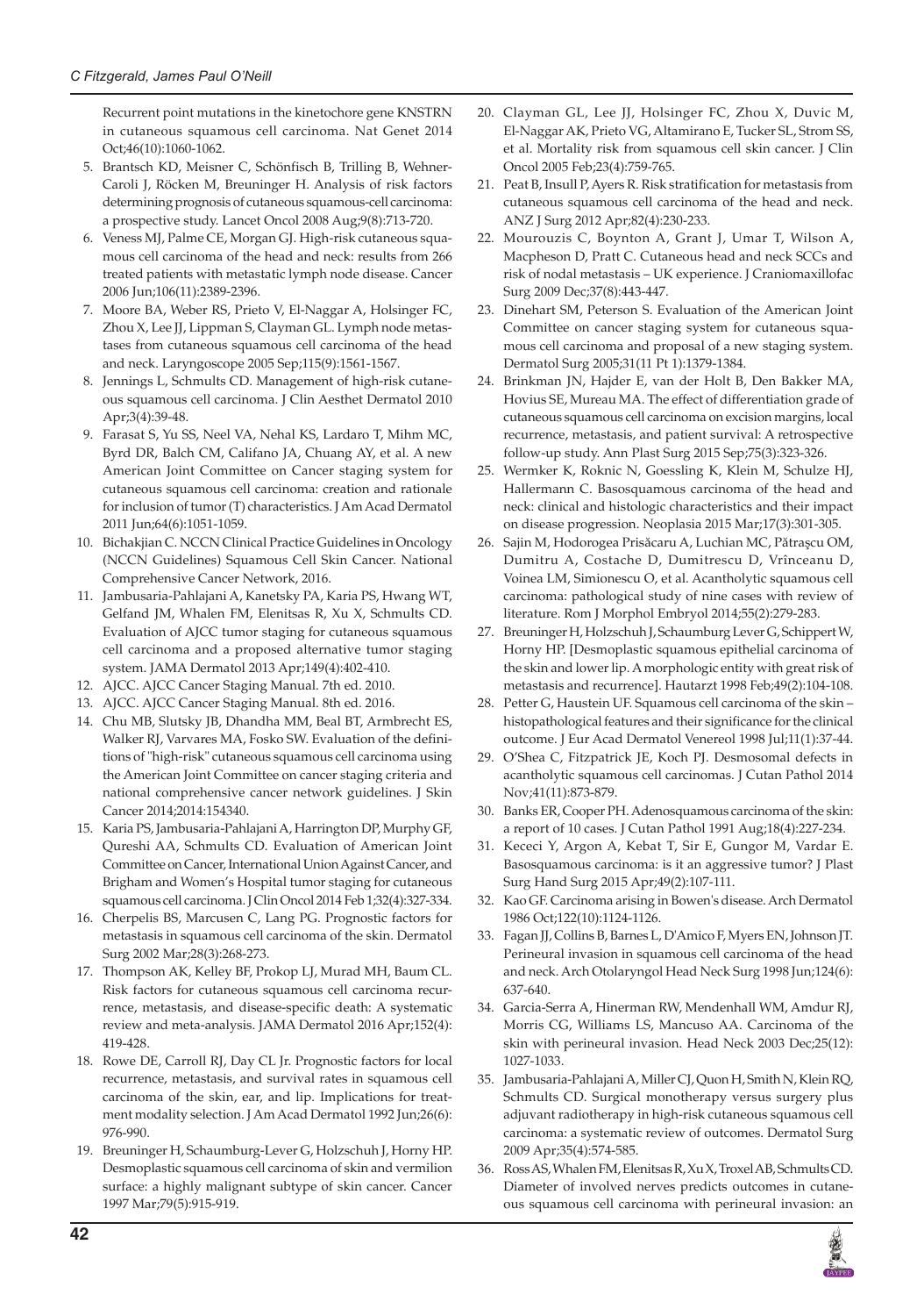Recurrent point mutations in the kinetochore gene KNSTRN in cutaneous squamous cell carcinoma. Nat Genet 2014 Oct;46(10):1060-1062.

5. Brantsch KD, Meisner C, Schönfisch B, Trilling B, Wehner-Caroli J, Röcken M, Breuninger H. Analysis of risk factors determining prognosis of cutaneous squamous-cell carcinoma: a prospective study. Lancet Oncol 2008 Aug;9(8):713-720.
6. Veness MJ, Palme CE, Morgan GJ. High-risk cutaneous squamous cell carcinoma of the head and neck: results from 266 treated patients with metastatic lymph node disease. Cancer 2006 Jun;106(11):2389-2396.
7. Moore BA, Weber RS, Prieto V, El-Naggar A, Holsinger FC, Zhou X, Lee JJ, Lippman S, Clayman GL. Lymph node metastases from cutaneous squamous cell carcinoma of the head and neck. Laryngoscope 2005 Sep;115(9):1561-1567.
8. Jennings L, Schmults CD. Management of high-risk cutaneous squamous cell carcinoma. J Clin Aesthet Dermatol 2010 Apr;3(4):39-48.
9. Farasat S, Yu SS, Neel VA, Nehal KS, Lardaro T, Mihm MC, Byrd DR, Balch CM, Califano JA, Chuang AY, et al. A new American Joint Committee on Cancer staging system for cutaneous squamous cell carcinoma: creation and rationale for inclusion of tumor (T) characteristics. J Am Acad Dermatol 2011 Jun;64(6):1051-1059.
10. Bichakjian C. NCCN Clinical Practice Guidelines in Oncology (NCCN Guidelines) Squamous Cell Skin Cancer. National Comprehensive Cancer Network, 2016.
11. Jambusaria-Pahlajani A, Kanetsky PA, Karia PS, Hwang WT, Gelfand JM, Whalen FM, Elenitsas R, Xu X, Schmults CD. Evaluation of AJCC tumor staging for cutaneous squamous cell carcinoma and a proposed alternative tumor staging system. JAMA Dermatol 2013 Apr;149(4):402-410.
12. AJCC. AJCC Cancer Staging Manual. 7th ed. 2010.
13. AJCC. AJCC Cancer Staging Manual. 8th ed. 2016.
14. Chu MB, Slutsky JB, Dhandha MM, Beal BT, Armbrecht ES, Walker RJ, Varvares MA, Fosko SW. Evaluation of the definitions of "high-risk" cutaneous squamous cell carcinoma using the American Joint Committee on cancer staging criteria and national comprehensive cancer network guidelines. J Skin Cancer 2014;2014:154340.
15. Karia PS, Jambusaria-Pahlajani A, Harrington DP, Murphy GF, Qureshi AA, Schmults CD. Evaluation of American Joint Committee on Cancer, International Union Against Cancer, and Brigham and Women's Hospital tumor staging for cutaneous squamous cell carcinoma. J Clin Oncol 2014 Feb 1;32(4):327-334.
16. Cherpelis BS, Marcusen C, Lang PG. Prognostic factors for metastasis in squamous cell carcinoma of the skin. Dermatol Surg 2002 Mar;28(3):268-273.
17. Thompson AK, Kelley BF, Prokop LJ, Murad MH, Baum CL. Risk factors for cutaneous squamous cell carcinoma recurrence, metastasis, and disease-specific death: A systematic review and meta-analysis. JAMA Dermatol 2016 Apr;152(4): 419-428.
18. Rowe DE, Carroll RJ, Day CL Jr. Prognostic factors for local recurrence, metastasis, and survival rates in squamous cell carcinoma of the skin, ear, and lip. Implications for treatment modality selection. J Am Acad Dermatol 1992 Jun;26(6): 976-990.
19. Breuninger H, Schaumburg-Lever G, Holzschuh J, Horny HP. Desmoplastic squamous cell carcinoma of skin and vermilion surface: a highly malignant subtype of skin cancer. Cancer 1997 Mar;79(5):915-919.
20. Clayman GL, Lee JJ, Holsinger FC, Zhou X, Duvic M, El-Naggar AK, Prieto VG, Altamirano E, Tucker SL, Strom SS, et al. Mortality risk from squamous cell skin cancer. J Clin Oncol 2005 Feb;23(4):759-765.
21. Peat B, Insull P, Ayers R. Risk stratification for metastasis from cutaneous squamous cell carcinoma of the head and neck. ANZ J Surg 2012 Apr;82(4):230-233.
22. Mourouzis C, Boynton A, Grant J, Umar T, Wilson A, Macpheson D, Pratt C. Cutaneous head and neck SCCs and risk of nodal metastasis – UK experience. J Craniomaxillofac Surg 2009 Dec;37(8):443-447.
23. Dinehart SM, Peterson S. Evaluation of the American Joint Committee on cancer staging system for cutaneous squamous cell carcinoma and proposal of a new staging system. Dermatol Surg 2005;31(11 Pt 1):1379-1384.
24. Brinkman JN, Hajder E, van der Holt B, Den Bakker MA, Hovius SE, Mureau MA. The effect of differentiation grade of cutaneous squamous cell carcinoma on excision margins, local recurrence, metastasis, and patient survival: A retrospective follow-up study. Ann Plast Surg 2015 Sep;75(3):323-326.
25. Wermker K, Roknic N, Goessling K, Klein M, Schulze HJ, Hallermann C. Basosquamous carcinoma of the head and neck: clinical and histologic characteristics and their impact on disease progression. Neoplasia 2015 Mar;17(3):301-305.
26. Sajin M, Hodorogea Prisăcaru A, Luchian MC, Pătraşcu OM, Dumitru A, Costache D, Dumitrescu D, Vrînceanu D, Voinea LM, Simionescu O, et al. Acantholytic squamous cell carcinoma: pathological study of nine cases with review of literature. Rom J Morphol Embryol 2014;55(2):279-283.
27. Breuninger H, Holzschuh J, Schaumburg Lever G, Schippert W, Horny HP. [Desmoplastic squamous epithelial carcinoma of the skin and lower lip. A morphologic entity with great risk of metastasis and recurrence]. Hautarzt 1998 Feb;49(2):104-108.
28. Petter G, Haustein UF. Squamous cell carcinoma of the skin – histopathological features and their significance for the clinical outcome. J Eur Acad Dermatol Venereol 1998 Jul;11(1):37-44.
29. O'Shea C, Fitzpatrick JE, Koch PJ. Desmosomal defects in acantholytic squamous cell carcinomas. J Cutan Pathol 2014 Nov;41(11):873-879.
30. Banks ER, Cooper PH. Adenosquamous carcinoma of the skin: a report of 10 cases. J Cutan Pathol 1991 Aug;18(4):227-234.
31. Kececi Y, Argon A, Kebat T, Sir E, Gungor M, Vardar E. Basosquamous carcinoma: is it an aggressive tumor? J Plast Surg Hand Surg 2015 Apr;49(2):107-111.
32. Kao GF. Carcinoma arising in Bowen's disease. Arch Dermatol 1986 Oct;122(10):1124-1126.
33. Fagan JJ, Collins B, Barnes L, D'Amico F, Myers EN, Johnson JT. Perineural invasion in squamous cell carcinoma of the head and neck. Arch Otolaryngol Head Neck Surg 1998 Jun;124(6): 637-640.
34. Garcia-Serra A, Hinerman RW, Mendenhall WM, Amdur RJ, Morris CG, Williams LS, Mancuso AA. Carcinoma of the skin with perineural invasion. Head Neck 2003 Dec;25(12): 1027-1033.
35. Jambusaria-Pahlajani A, Miller CJ, Quon H, Smith N, Klein RQ, Schmults CD. Surgical monotherapy versus surgery plus adjuvant radiotherapy in high-risk cutaneous squamous cell carcinoma: a systematic review of outcomes. Dermatol Surg 2009 Apr;35(4):574-585.
36. Ross AS, Whalen FM, Elenitsas R, Xu X, Troxel AB, Schmults CD. Diameter of involved nerves predicts outcomes in cutaneous squamous cell carcinoma with perineural invasion: an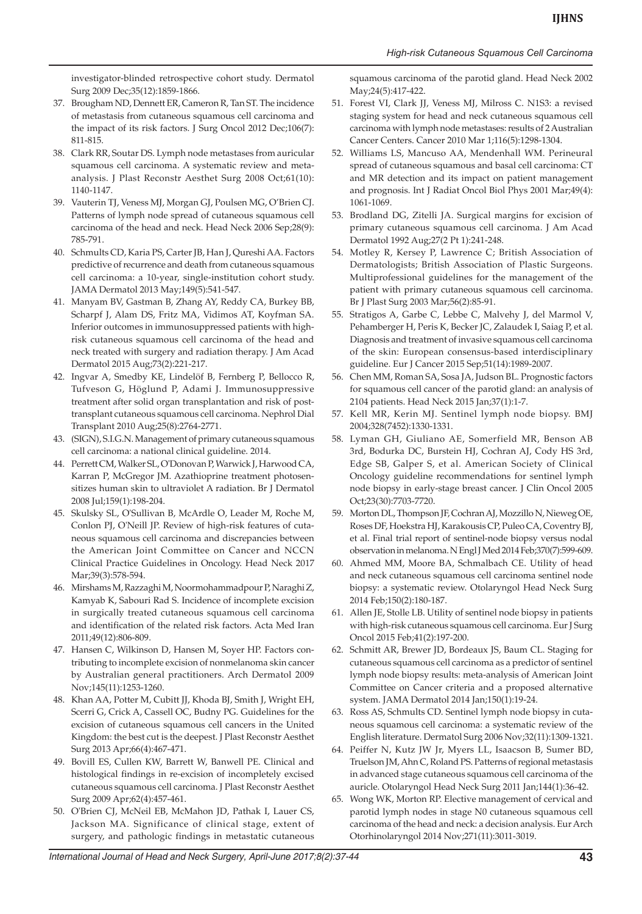investigator-blinded retrospective cohort study. Dermatol Surg 2009 Dec;35(12):1859-1866.

37. Brougham ND, Dennett ER, Cameron R, Tan ST. The incidence of metastasis from cutaneous squamous cell carcinoma and the impact of its risk factors. J Surg Oncol 2012 Dec;106(7): 811-815.
38. Clark RR, Soutar DS. Lymph node metastases from auricular squamous cell carcinoma. A systematic review and meta-analysis. J Plast Reconstr Aesthet Surg 2008 Oct;61(10): 1140-1147.
39. Vauterin TJ, Veness MJ, Morgan GJ, Poulsen MG, O'Brien CJ. Patterns of lymph node spread of cutaneous squamous cell carcinoma of the head and neck. Head Neck 2006 Sep;28(9): 785-791.
40. Schmults CD, Karia PS, Carter JB, Han J, Qureshi AA. Factors predictive of recurrence and death from cutaneous squamous cell carcinoma: a 10-year, single-institution cohort study. JAMA Dermatol 2013 May;149(5):541-547.
41. Manyam BV, Gastman B, Zhang AY, Reddy CA, Burkey BB, Scharpf J, Alam DS, Fritz MA, Vidimos AT, Koyfman SA. Inferior outcomes in immunosuppressed patients with high-risk cutaneous squamous cell carcinoma of the head and neck treated with surgery and radiation therapy. J Am Acad Dermatol 2015 Aug;73(2):221-217.
42. Ingvar A, Smedby KE, Lindelöf B, Fernberg P, Bellocco R, Tufveson G, Höglund P, Adami J. Immunosuppressive treatment after solid organ transplantation and risk of post-transplant cutaneous squamous cell carcinoma. Nephrol Dial Transplant 2010 Aug;25(8):2764-2771.
43. (SIGN), S.I.G.N. Management of primary cutaneous squamous cell carcinoma: a national clinical guideline. 2014.
44. Perrett CM, Walker SL, O'Donovan P, Warwick J, Harwood CA, Karran P, McGregor JM. Azathioprine treatment photosensitizes human skin to ultraviolet A radiation. Br J Dermatol 2008 Jul;159(1):198-204.
45. Skulsky SL, O'Sullivan B, McArdle O, Leader M, Roche M, Conlon PJ, O'Neill JP. Review of high-risk features of cutaneous squamous cell carcinoma and discrepancies between the American Joint Committee on Cancer and NCCN Clinical Practice Guidelines in Oncology. Head Neck 2017 Mar;39(3):578-594.
46. Mirshams M, Razzaghi M, Noormohammadpour P, Naraghi Z, Kamyab K, Sabouri Rad S. Incidence of incomplete excision in surgically treated cutaneous squamous cell carcinoma and identification of the related risk factors. Acta Med Iran 2011;49(12):806-809.
47. Hansen C, Wilkinson D, Hansen M, Soyer HP. Factors contributing to incomplete excision of nonmelanoma skin cancer by Australian general practitioners. Arch Dermatol 2009 Nov;145(11):1253-1260.
48. Khan AA, Potter M, Cubitt JJ, Khoda BJ, Smith J, Wright EH, Scerri G, Crick A, Cassell OC, Budny PG. Guidelines for the excision of cutaneous squamous cell cancers in the United Kingdom: the best cut is the deepest. J Plast Reconstr Aesthet Surg 2013 Apr;66(4):467-471.
49. Bovill ES, Cullen KW, Barrett W, Banwell PE. Clinical and histological findings in re-excision of incompletely excised cutaneous squamous cell carcinoma. J Plast Reconstr Aesthet Surg 2009 Apr;62(4):457-461.
50. O'Brien CJ, McNeil EB, McMahon JD, Pathak I, Lauer CS, Jackson MA. Significance of clinical stage, extent of surgery, and pathologic findings in metastatic cutaneous squamous carcinoma of the parotid gland. Head Neck 2002 May;24(5):417-422.
51. Forest VI, Clark JJ, Veness MJ, Milross C. N1S3: a revised staging system for head and neck cutaneous squamous cell carcinoma with lymph node metastases: results of 2 Australian Cancer Centers. Cancer 2010 Mar 1;116(5):1298-1304.
52. Williams LS, Mancuso AA, Mendenhall WM. Perineural spread of cutaneous squamous and basal cell carcinoma: CT and MR detection and its impact on patient management and prognosis. Int J Radiat Oncol Biol Phys 2001 Mar;49(4): 1061-1069.
53. Brodland DG, Zitelli JA. Surgical margins for excision of primary cutaneous squamous cell carcinoma. J Am Acad Dermatol 1992 Aug;27(2 Pt 1):241-248.
54. Motley R, Kersey P, Lawrence C; British Association of Dermatologists; British Association of Plastic Surgeons. Multiprofessional guidelines for the management of the patient with primary cutaneous squamous cell carcinoma. Br J Plast Surg 2003 Mar;56(2):85-91.
55. Stratigos A, Garbe C, Lebbe C, Malvehy J, del Marmol V, Pehamberger H, Peris K, Becker JC, Zalaudek I, Saiag P, et al. Diagnosis and treatment of invasive squamous cell carcinoma of the skin: European consensus-based interdisciplinary guideline. Eur J Cancer 2015 Sep;51(14):1989-2007.
56. Chen MM, Roman SA, Sosa JA, Judson BL. Prognostic factors for squamous cell cancer of the parotid gland: an analysis of 2104 patients. Head Neck 2015 Jan;37(1):1-7.
57. Kell MR, Kerin MJ. Sentinel lymph node biopsy. BMJ 2004;328(7452):1330-1331.
58. Lyman GH, Giuliano AE, Somerfield MR, Benson AB 3rd, Bodurka DC, Burstein HJ, Cochran AJ, Cody HS 3rd, Edge SB, Galper S, et al. American Society of Clinical Oncology guideline recommendations for sentinel lymph node biopsy in early-stage breast cancer. J Clin Oncol 2005 Oct;23(30):7703-7720.
59. Morton DL, Thompson JF, Cochran AJ, Mozzillo N, Nieweg OE, Roses DF, Hoekstra HJ, Karakousis CP, Puleo CA, Coventry BJ, et al. Final trial report of sentinel-node biopsy versus nodal observation in melanoma. N Engl J Med 2014 Feb;370(7):599-609.
60. Ahmed MM, Moore BA, Schmalbach CE. Utility of head and neck cutaneous squamous cell carcinoma sentinel node biopsy: a systematic review. Otolaryngol Head Neck Surg 2014 Feb;150(2):180-187.
61. Allen JE, Stolle LB. Utility of sentinel node biopsy in patients with high-risk cutaneous squamous cell carcinoma. Eur J Surg Oncol 2015 Feb;41(2):197-200.
62. Schmitt AR, Brewer JD, Bordeaux JS, Baum CL. Staging for cutaneous squamous cell carcinoma as a predictor of sentinel lymph node biopsy results: meta-analysis of American Joint Committee on Cancer criteria and a proposed alternative system. JAMA Dermatol 2014 Jan;150(1):19-24.
63. Ross AS, Schmults CD. Sentinel lymph node biopsy in cutaneous squamous cell carcinoma: a systematic review of the English literature. Dermatol Surg 2006 Nov;32(11):1309-1321.
64. Peiffer N, Kutz JW Jr, Myers LL, Isaacson B, Sumer BD, Truelson JM, Ahn C, Roland PS. Patterns of regional metastasis in advanced stage cutaneous squamous cell carcinoma of the auricle. Otolaryngol Head Neck Surg 2011 Jan;144(1):36-42.
65. Wong WK, Morton RP. Elective management of cervical and parotid lymph nodes in stage N0 cutaneous squamous cell carcinoma of the head and neck: a decision analysis. Eur Arch Otorhinolaryngol 2014 Nov;271(11):3011-3019.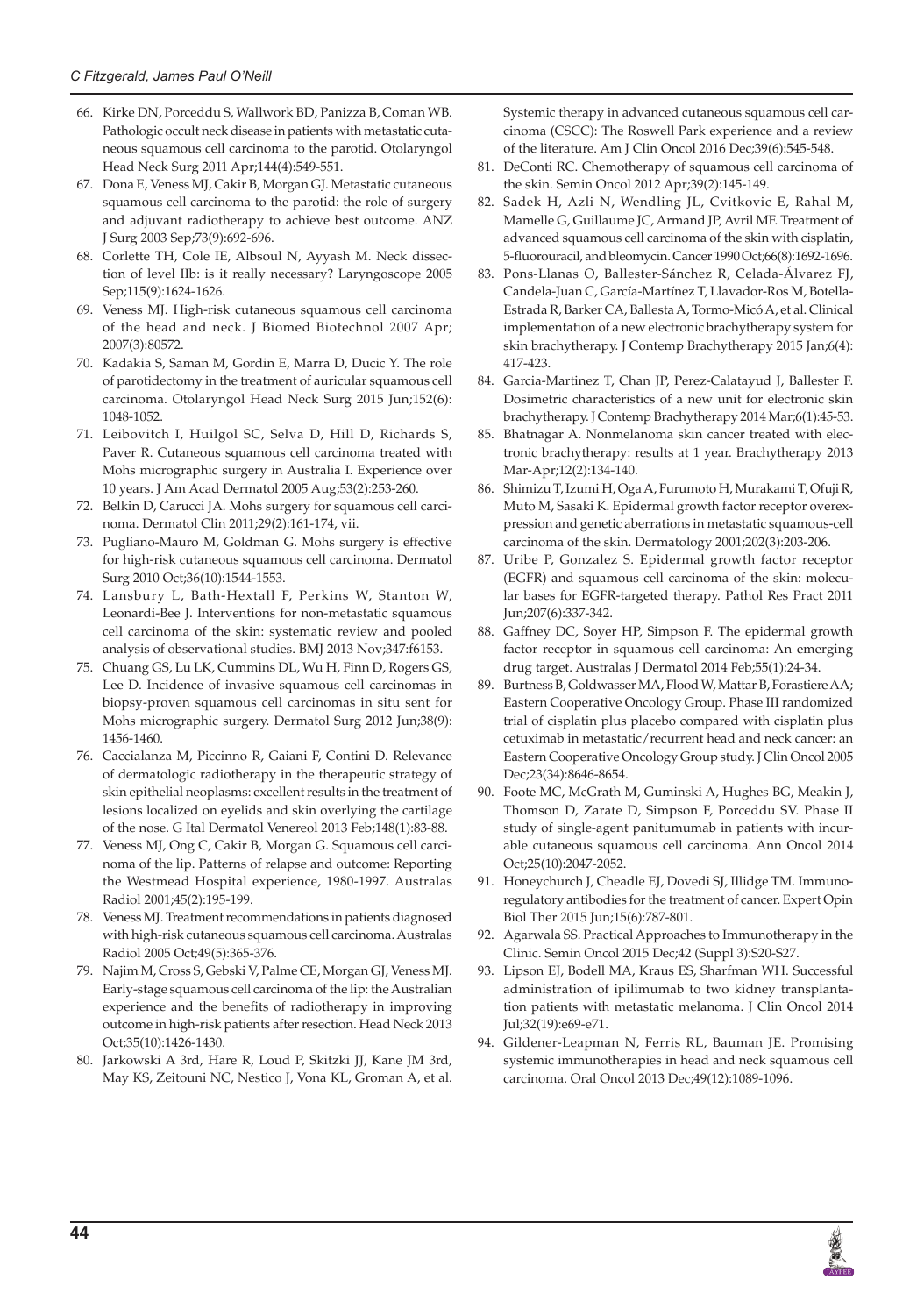66. Kirke DN, Porceddu S, Wallwork BD, Panizza B, Coman WB. Pathologic occult neck disease in patients with metastatic cutaneous squamous cell carcinoma to the parotid. Otolaryngol Head Neck Surg 2011 Apr;144(4):549-551.
67. Dona E, Veness MJ, Cakir B, Morgan GJ. Metastatic cutaneous squamous cell carcinoma to the parotid: the role of surgery and adjuvant radiotherapy to achieve best outcome. ANZ J Surg 2003 Sep;73(9):692-696.
68. Corlette TH, Cole IE, Albsoul N, Ayyash M. Neck dissection of level IIb: is it really necessary? Laryngoscope 2005 Sep;115(9):1624-1626.
69. Veness MJ. High-risk cutaneous squamous cell carcinoma of the head and neck. J Biomed Biotechnol 2007 Apr; 2007(3):80572.
70. Kadakia S, Saman M, Gordin E, Marra D, Ducic Y. The role of parotidectomy in the treatment of auricular squamous cell carcinoma. Otolaryngol Head Neck Surg 2015 Jun;152(6): 1048-1052.
71. Leibovitch I, Huilgol SC, Selva D, Hill D, Richards S, Paver R. Cutaneous squamous cell carcinoma treated with Mohs micrographic surgery in Australia I. Experience over 10 years. J Am Acad Dermatol 2005 Aug;53(2):253-260.
72. Belkin D, Carucci JA. Mohs surgery for squamous cell carcinoma. Dermatol Clin 2011;29(2):161-174, vii.
73. Pugliano-Mauro M, Goldman G. Mohs surgery is effective for high-risk cutaneous squamous cell carcinoma. Dermatol Surg 2010 Oct;36(10):1544-1553.
74. Lansbury L, Bath-Hextall F, Perkins W, Stanton W, Leonardi-Bee J. Interventions for non-metastatic squamous cell carcinoma of the skin: systematic review and pooled analysis of observational studies. BMJ 2013 Nov;347:f6153.
75. Chuang GS, Lu LK, Cummins DL, Wu H, Finn D, Rogers GS, Lee D. Incidence of invasive squamous cell carcinomas in biopsy-proven squamous cell carcinomas in situ sent for Mohs micrographic surgery. Dermatol Surg 2012 Jun;38(9): 1456-1460.
76. Caccialanza M, Piccinno R, Gaiani F, Contini D. Relevance of dermatologic radiotherapy in the therapeutic strategy of skin epithelial neoplasms: excellent results in the treatment of lesions localized on eyelids and skin overlying the cartilage of the nose. G Ital Dermatol Venereol 2013 Feb;148(1):83-88.
77. Veness MJ, Ong C, Cakir B, Morgan G. Squamous cell carcinoma of the lip. Patterns of relapse and outcome: Reporting the Westmead Hospital experience, 1980-1997. Australas Radiol 2001;45(2):195-199.
78. Veness MJ. Treatment recommendations in patients diagnosed with high-risk cutaneous squamous cell carcinoma. Australas Radiol 2005 Oct;49(5):365-376.
79. Najim M, Cross S, Gebski V, Palme CE, Morgan GJ, Veness MJ. Early-stage squamous cell carcinoma of the lip: the Australian experience and the benefits of radiotherapy in improving outcome in high-risk patients after resection. Head Neck 2013 Oct;35(10):1426-1430.
80. Jarkowski A 3rd, Hare R, Loud P, Skitzki JJ, Kane JM 3rd, May KS, Zeitouni NC, Nestico J, Vona KL, Groman A, et al. Systemic therapy in advanced cutaneous squamous cell carcinoma (CSCC): The Roswell Park experience and a review of the literature. Am J Clin Oncol 2016 Dec;39(6):545-548.
81. DeConti RC. Chemotherapy of squamous cell carcinoma of the skin. Semin Oncol 2012 Apr;39(2):145-149.
82. Sadek H, Azli N, Wendling JL, Cvitkovic E, Rahal M, Mamelle G, Guillaume JC, Armand JP, Avril MF. Treatment of advanced squamous cell carcinoma of the skin with cisplatin, 5-fluorouracil, and bleomycin. Cancer 1990 Oct;66(8):1692-1696.
83. Pons-Llanas O, Ballester-Sánchez R, Celada-Álvarez FJ, Candela-Juan C, García-Martínez T, Llavador-Ros M, Botella-Estrada R, Barker CA, Ballesta A, Tormo-Micó A, et al. Clinical implementation of a new electronic brachytherapy system for skin brachytherapy. J Contemp Brachytherapy 2015 Jan;6(4): 417-423.
84. Garcia-Martinez T, Chan JP, Perez-Calatayud J, Ballester F. Dosimetric characteristics of a new unit for electronic skin brachytherapy. J Contemp Brachytherapy 2014 Mar;6(1):45-53.
85. Bhatnagar A. Nonmelanoma skin cancer treated with electronic brachytherapy: results at 1 year. Brachytherapy 2013 Mar-Apr;12(2):134-140.
86. Shimizu T, Izumi H, Oga A, Furumoto H, Murakami T, Ofuji R, Muto M, Sasaki K. Epidermal growth factor receptor overexpression and genetic aberrations in metastatic squamous-cell carcinoma of the skin. Dermatology 2001;202(3):203-206.
87. Uribe P, Gonzalez S. Epidermal growth factor receptor (EGFR) and squamous cell carcinoma of the skin: molecular bases for EGFR-targeted therapy. Pathol Res Pract 2011 Jun;207(6):337-342.
88. Gaffney DC, Soyer HP, Simpson F. The epidermal growth factor receptor in squamous cell carcinoma: An emerging drug target. Australas J Dermatol 2014 Feb;55(1):24-34.
89. Burtness B, Goldwasser MA, Flood W, Mattar B, Forastiere AA; Eastern Cooperative Oncology Group. Phase III randomized trial of cisplatin plus placebo compared with cisplatin plus cetuximab in metastatic/recurrent head and neck cancer: an Eastern Cooperative Oncology Group study. J Clin Oncol 2005 Dec;23(34):8646-8654.
90. Foote MC, McGrath M, Guminski A, Hughes BG, Meakin J, Thomson D, Zarate D, Simpson F, Porceddu SV. Phase II study of single-agent panitumumab in patients with incurable cutaneous squamous cell carcinoma. Ann Oncol 2014 Oct;25(10):2047-2052.
91. Honeychurch J, Cheadle EJ, Dovedi SJ, Illidge TM. Immunoregulatory antibodies for the treatment of cancer. Expert Opin Biol Ther 2015 Jun;15(6):787-801.
92. Agarwala SS. Practical Approaches to Immunotherapy in the Clinic. Semin Oncol 2015 Dec;42 (Suppl 3):S20-S27.
93. Lipson EJ, Bodell MA, Kraus ES, Sharfman WH. Successful administration of ipilimumab to two kidney transplantation patients with metastatic melanoma. J Clin Oncol 2014 Jul;32(19):e69-e71.
94. Gildener-Leapman N, Ferris RL, Bauman JE. Promising systemic immunotherapies in head and neck squamous cell carcinoma. Oral Oncol 2013 Dec;49(12):1089-1096.